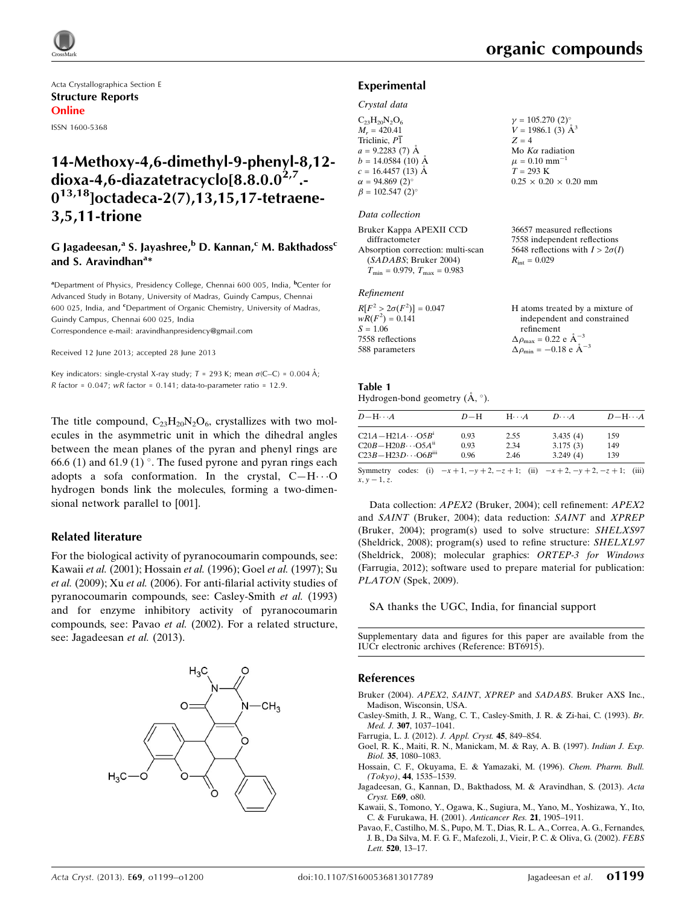Acta Crystallographica Section E

**Structure Reports**

**Online**

ISSN 1600-5368

# 14-Methoxy-4,6-dimethyl-9-phenyl-8,12-dioxa-4,6-diazatetracyclo[8.8.0.0$^{2,7}$.0$^{13,18}$]octadeca-2(7),13,15,17-tetraene-3,5,11-trione

**G Jagadeesan,[a] S. Jayashree,[b] D. Kannan,[c] M. Bakthadoss[c] and S. Aravindhan[a]***

[a]Department of Physics, Presidency College, Chennai 600 005, India, [b]Center for Advanced Study in Botany, University of Madras, Guindy Campus, Chennai 600 025, India, and [c]Department of Organic Chemistry, University of Madras, Guindy Campus, Chennai 600 025, India

Correspondence e-mail: aravindhanpresidency@gmail.com

Received 12 June 2013; accepted 28 June 2013

Key indicators: single-crystal X-ray study; $T$ = 293 K; mean $\sigma$(C–C) = 0.004 Å; $R$ factor = 0.047; $wR$ factor = 0.141; data-to-parameter ratio = 12.9.

The title compound, $C_{23}H_{20}N_2O_6$, crystallizes with two molecules in the asymmetric unit in which the dihedral angles between the mean planes of the pyran and phenyl rings are 66.6 (1) and 61.9 (1) °. The fused pyrone and pyran rings each adopts a sofa conformation. In the crystal, C—H⋯O hydrogen bonds link the molecules, forming a two-dimensional network parallel to [001].

## Related literature

For the biological activity of pyranocoumarin compounds, see: Kawaii *et al.* (2001); Hossain *et al.* (1996); Goel *et al.* (1997); Su *et al.* (2009); Xu *et al.* (2006). For anti-filarial activity studies of pyranocoumarin compounds, see: Casley-Smith *et al.* (1993) and for enzyme inhibitory activity of pyranocoumarin compounds, see: Pavao *et al.* (2002). For a related structure, see: Jagadeesan *et al.* (2013).

## Experimental

### Crystal data

$C_{23}H_{20}N_2O_6$
$M_r$ = 420.41
Triclinic, $P\overline{1}$
$a$ = 9.2283 (7) Å
$b$ = 14.0584 (10) Å
$c$ = 16.4457 (13) Å
$\alpha$ = 94.869 (2)°
$\beta$ = 102.547 (2)°
$\gamma$ = 105.270 (2)°
$V$ = 1986.1 (3) Å$^3$
$Z$ = 4
Mo $K\alpha$ radiation
$\mu$ = 0.10 mm$^{-1}$
$T$ = 293 K
0.25 × 0.20 × 0.20 mm

### Data collection

Bruker Kappa APEXII CCD diffractometer
Absorption correction: multi-scan (*SADABS*; Bruker 2004)
$T_{min}$ = 0.979, $T_{max}$ = 0.983
36657 measured reflections
7558 independent reflections
5648 reflections with $I > 2\sigma(I)$
$R_{int}$ = 0.029

### Refinement

$R[F^2 > 2\sigma(F^2)]$ = 0.047
$wR(F^2)$ = 0.141
$S$ = 1.06
7558 reflections
588 parameters
H atoms treated by a mixture of independent and constrained refinement
$\Delta\rho_{max}$ = 0.22 e Å$^{-3}$
$\Delta\rho_{min}$ = −0.18 e Å$^{-3}$

**Table 1**
Hydrogen-bond geometry (Å, °).

| $D$—H⋯$A$ | $D$—H | H⋯$A$ | $D$⋯$A$ | $D$—H⋯$A$ |
|---|---|---|---|---|
| C21$A$—H21$A$⋯O5$B^{i}$ | 0.93 | 2.55 | 3.435 (4) | 159 |
| C20$B$—H20$B$⋯O5$A^{ii}$ | 0.93 | 2.34 | 3.175 (3) | 149 |
| C23$B$—H23$D$⋯O6$B^{iii}$ | 0.96 | 2.46 | 3.249 (4) | 139 |

Symmetry codes: (i) $-x+1, -y+2, -z+1$; (ii) $-x+2, -y+2, -z+1$; (iii) $x, y-1, z$.

Data collection: *APEX2* (Bruker, 2004); cell refinement: *APEX2* and *SAINT* (Bruker, 2004); data reduction: *SAINT* and *XPREP* (Bruker, 2004); program(s) used to solve structure: *SHELXS97* (Sheldrick, 2008); program(s) used to refine structure: *SHELXL97* (Sheldrick, 2008); molecular graphics: *ORTEP-3 for Windows* (Farrugia, 2012); software used to prepare material for publication: *PLATON* (Spek, 2009).

SA thanks the UGC, India, for financial support

Supplementary data and figures for this paper are available from the IUCr electronic archives (Reference: BT6915).

## References

Bruker (2004). *APEX2*, *SAINT*, *XPREP* and *SADABS*. Bruker AXS Inc., Madison, Wisconsin, USA.

Casley-Smith, J. R., Wang, C. T., Casley-Smith, J. R. & Zi-hai, C. (1993). *Br. Med. J.* **307**, 1037–1041.

Farrugia, L. J. (2012). *J. Appl. Cryst.* **45**, 849–854.

Goel, R. K., Maiti, R. N., Manickam, M. & Ray, A. B. (1997). *Indian J. Exp. Biol.* **35**, 1080–1083.

Hossain, C. F., Okuyama, E. & Yamazaki, M. (1996). *Chem. Pharm. Bull. (Tokyo)*, **44**, 1535–1539.

Jagadeesan, G., Kannan, D., Bakthadoss, M. & Aravindhan, S. (2013). *Acta Cryst.* E**69**, o80.

Kawaii, S., Tomono, Y., Ogawa, K., Sugiura, M., Yano, M., Yoshizawa, Y., Ito, C. & Furukawa, H. (2001). *Anticancer Res.* **21**, 1905–1911.

Pavao, F., Castilho, M. S., Pupo, M. T., Dias, R. L. A., Correa, A. G., Fernandes, J. B., Da Silva, M. F. G. F., Mafezoli, J., Vieir, P. C. & Oliva, G. (2002). *FEBS Lett.* **520**, 13–17.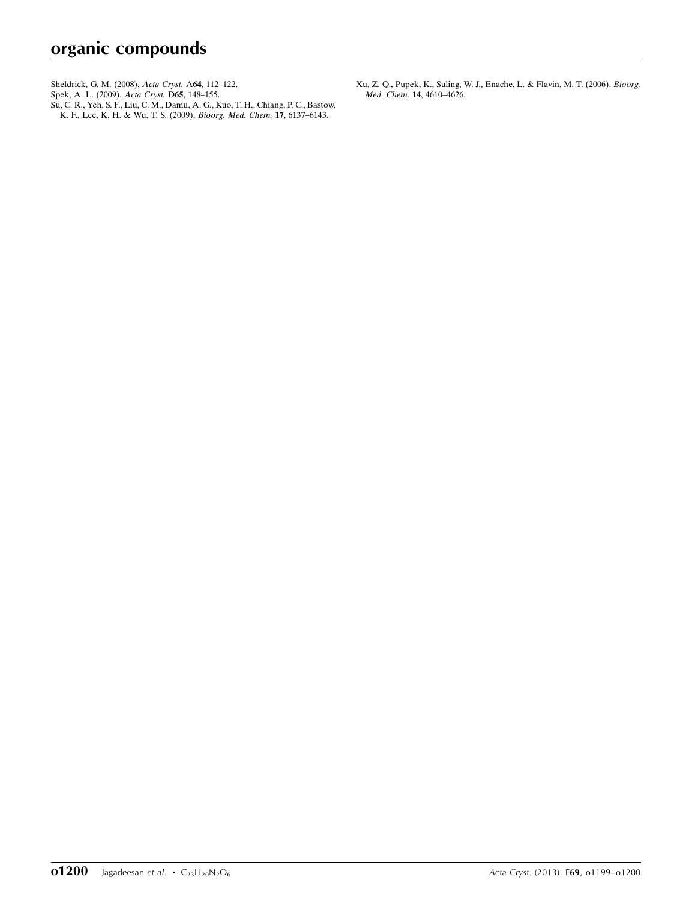Sheldrick, G. M. (2008). *Acta Cryst.* A**64**, 112–122.

Spek, A. L. (2009). *Acta Cryst.* D**65**, 148–155.

Su, C. R., Yeh, S. F., Liu, C. M., Damu, A. G., Kuo, T. H., Chiang, P. C., Bastow, K. F., Lee, K. H. & Wu, T. S. (2009). *Bioorg. Med. Chem.* **17**, 6137–6143.

Xu, Z. Q., Pupek, K., Suling, W. J., Enache, L. & Flavin, M. T. (2006). *Bioorg. Med. Chem.* **14**, 4610–4626.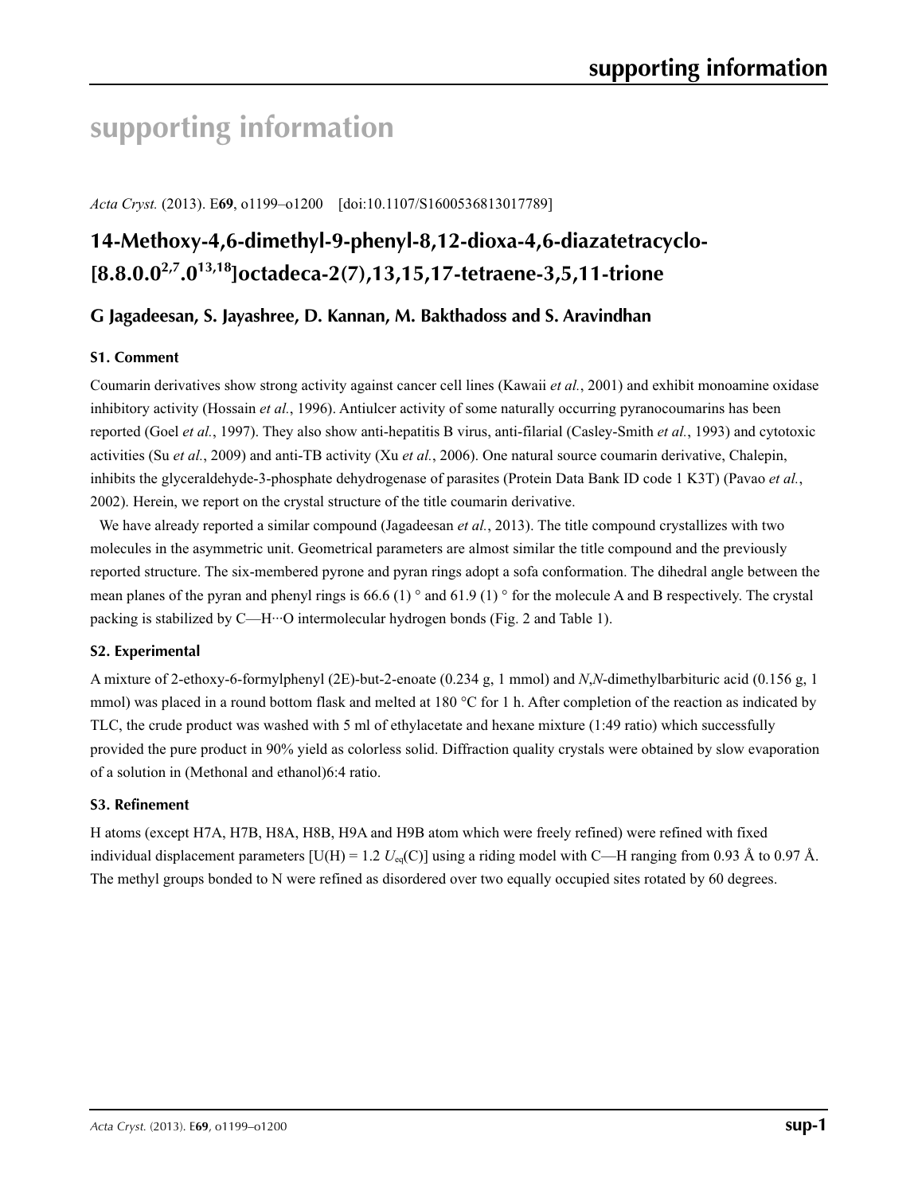# supporting information

*Acta Cryst.* (2013). E**69**, o1199–o1200 [doi:10.1107/S1600536813017789]

## 14-Methoxy-4,6-dimethyl-9-phenyl-8,12-dioxa-4,6-diazatetracyclo-[8.8.0.0$^{2,7}$.0$^{13,18}$]octadeca-2(7),13,15,17-tetraene-3,5,11-trione

### G Jagadeesan, S. Jayashree, D. Kannan, M. Bakthadoss and S. Aravindhan

### S1. Comment

Coumarin derivatives show strong activity against cancer cell lines (Kawaii *et al.*, 2001) and exhibit monoamine oxidase inhibitory activity (Hossain *et al.*, 1996). Antiulcer activity of some naturally occurring pyranocoumarins has been reported (Goel *et al.*, 1997). They also show anti-hepatitis B virus, anti-filarial (Casley-Smith *et al.*, 1993) and cytotoxic activities (Su *et al.*, 2009) and anti-TB activity (Xu *et al.*, 2006). One natural source coumarin derivative, Chalepin, inhibits the glyceraldehyde-3-phosphate dehydrogenase of parasites (Protein Data Bank ID code 1 K3T) (Pavao *et al.*, 2002). Herein, we report on the crystal structure of the title coumarin derivative.

We have already reported a similar compound (Jagadeesan *et al.*, 2013). The title compound crystallizes with two molecules in the asymmetric unit. Geometrical parameters are almost similar the title compound and the previously reported structure. The six-membered pyrone and pyran rings adopt a sofa conformation. The dihedral angle between the mean planes of the pyran and phenyl rings is 66.6 (1) ° and 61.9 (1) ° for the molecule A and B respectively. The crystal packing is stabilized by C—H···O intermolecular hydrogen bonds (Fig. 2 and Table 1).

### S2. Experimental

A mixture of 2-ethoxy-6-formylphenyl (2E)-but-2-enoate (0.234 g, 1 mmol) and *N*,*N*-dimethylbarbituric acid (0.156 g, 1 mmol) was placed in a round bottom flask and melted at 180 °C for 1 h. After completion of the reaction as indicated by TLC, the crude product was washed with 5 ml of ethylacetate and hexane mixture (1:49 ratio) which successfully provided the pure product in 90% yield as colorless solid. Diffraction quality crystals were obtained by slow evaporation of a solution in (Methonal and ethanol)6:4 ratio.

### S3. Refinement

H atoms (except H7A, H7B, H8A, H8B, H9A and H9B atom which were freely refined) were refined with fixed individual displacement parameters [U(H) = 1.2 $U_{eq}$(C)] using a riding model with C—H ranging from 0.93 Å to 0.97 Å. The methyl groups bonded to N were refined as disordered over two equally occupied sites rotated by 60 degrees.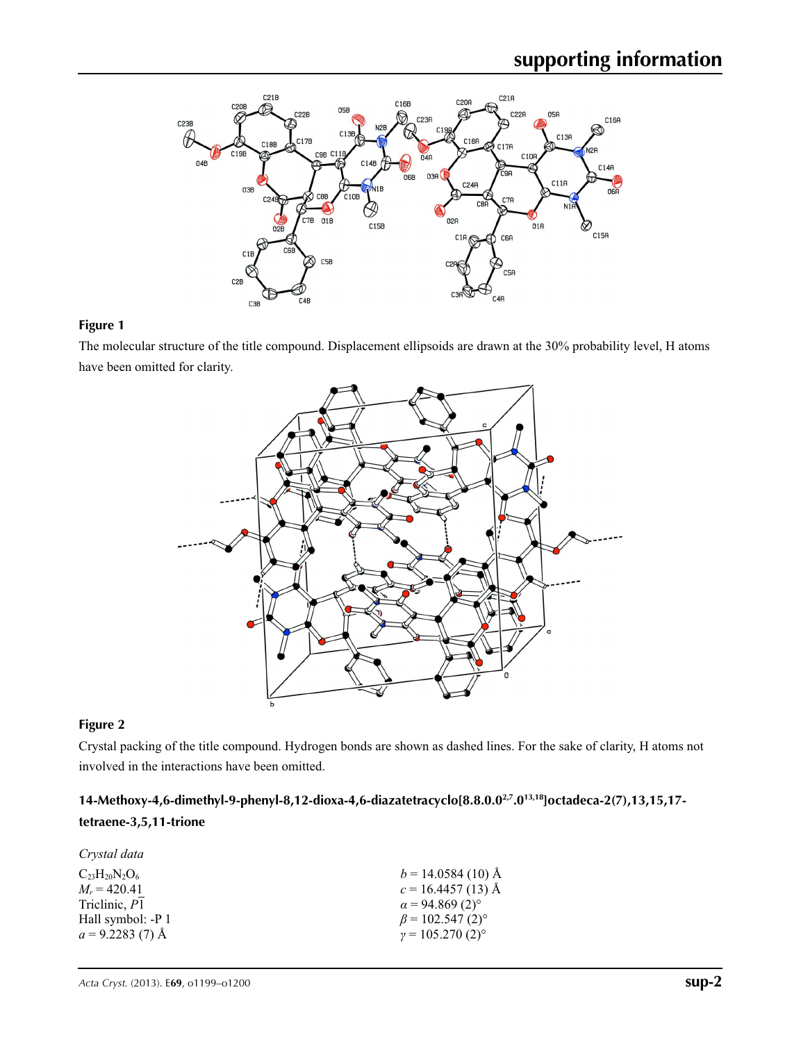**Figure 1**

The molecular structure of the title compound. Displacement ellipsoids are drawn at the 30% probability level, H atoms have been omitted for clarity.

**Figure 2**

Crystal packing of the title compound. Hydrogen bonds are shown as dashed lines. For the sake of clarity, H atoms not involved in the interactions have been omitted.

## 14-Methoxy-4,6-dimethyl-9-phenyl-8,12-dioxa-4,6-diazatetracyclo[8.8.0.0$^{2,7}$.0$^{13,18}$]octadeca-2(7),13,15,17-tetraene-3,5,11-trione

### *Crystal data*

$C_{23}H_{20}N_2O_6$
$M_r$ = 420.41
Triclinic, $P\overline{1}$
Hall symbol: -P 1
*a* = 9.2283 (7) Å
*b* = 14.0584 (10) Å
*c* = 16.4457 (13) Å
$\alpha$ = 94.869 (2)°
$\beta$ = 102.547 (2)°
$\gamma$ = 105.270 (2)°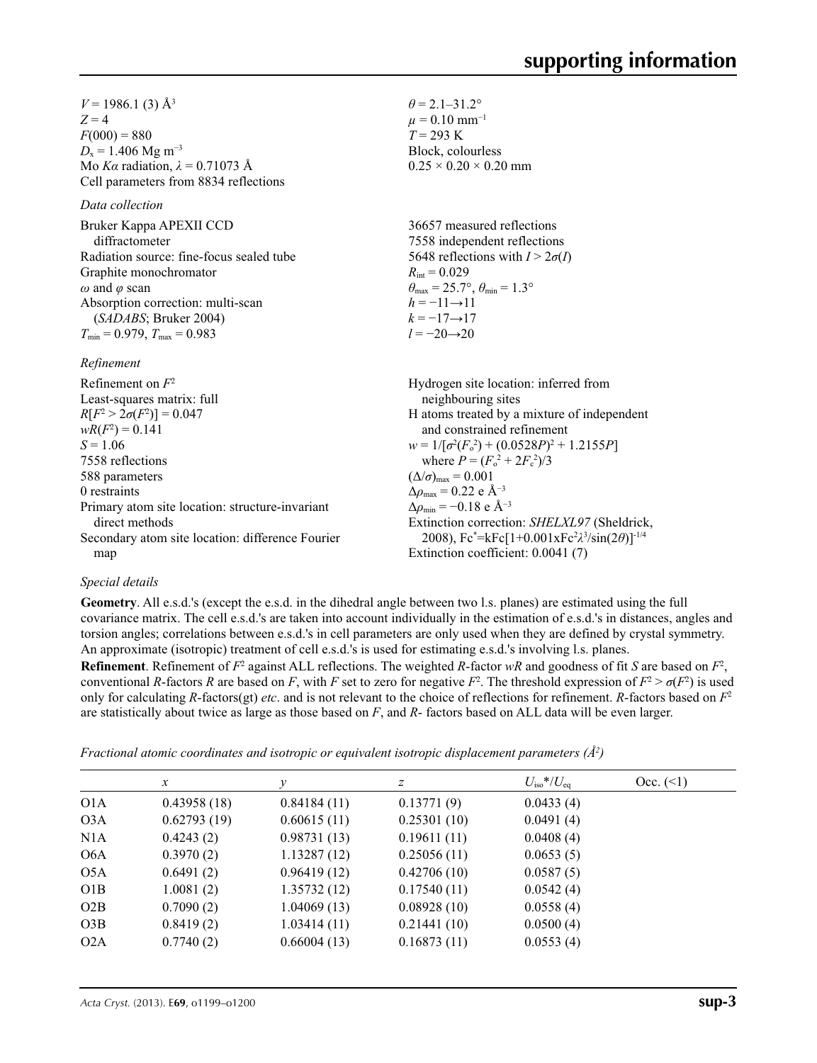$V$ = 1986.1 (3) Å$^3$
$Z$ = 4
$F$(000) = 880
$D_x$ = 1.406 Mg m$^{-3}$
Mo $K\alpha$ radiation, $\lambda$ = 0.71073 Å
Cell parameters from 8834 reflections
$\theta$ = 2.1–31.2°
$\mu$ = 0.10 mm$^{-1}$
$T$ = 293 K
Block, colourless
0.25 × 0.20 × 0.20 mm

*Data collection*

Bruker Kappa APEXII CCD diffractometer
Radiation source: fine-focus sealed tube
Graphite monochromator
$\omega$ and $\varphi$ scan
Absorption correction: multi-scan (*SADABS*; Bruker 2004)
$T_{min}$ = 0.979, $T_{max}$ = 0.983
36657 measured reflections
7558 independent reflections
5648 reflections with $I > 2\sigma(I)$
$R_{int}$ = 0.029
$\theta_{max}$ = 25.7°, $\theta_{min}$ = 1.3°
$h$ = −11→11
$k$ = −17→17
$l$ = −20→20

*Refinement*

Refinement on $F^2$
Least-squares matrix: full
$R[F^2 > 2\sigma(F^2)]$ = 0.047
$wR(F^2)$ = 0.141
$S$ = 1.06
7558 reflections
588 parameters
0 restraints
Primary atom site location: structure-invariant direct methods
Secondary atom site location: difference Fourier map
Hydrogen site location: inferred from neighbouring sites
H atoms treated by a mixture of independent and constrained refinement
$w = 1/[\sigma^2(F_o^2) + (0.0528P)^2 + 1.2155P]$ where $P = (F_o^2 + 2F_c^2)/3$
$(\Delta/\sigma)_{max}$ = 0.001
$\Delta\rho_{max}$ = 0.22 e Å$^{-3}$
$\Delta\rho_{min}$ = −0.18 e Å$^{-3}$
Extinction correction: *SHELXL97* (Sheldrick, 2008), $Fc^*=kFc[1+0.001xFc^2\lambda^3/\sin(2\theta)]^{-1/4}$
Extinction coefficient: 0.0041 (7)

*Special details*

**Geometry**. All e.s.d.'s (except the e.s.d. in the dihedral angle between two l.s. planes) are estimated using the full covariance matrix. The cell e.s.d.'s are taken into account individually in the estimation of e.s.d.'s in distances, angles and torsion angles; correlations between e.s.d.'s in cell parameters are only used when they are defined by crystal symmetry. An approximate (isotropic) treatment of cell e.s.d.'s is used for estimating e.s.d.'s involving l.s. planes.

**Refinement**. Refinement of $F^2$ against ALL reflections. The weighted $R$-factor $wR$ and goodness of fit $S$ are based on $F^2$, conventional $R$-factors $R$ are based on $F$, with $F$ set to zero for negative $F^2$. The threshold expression of $F^2 > \sigma(F^2)$ is used only for calculating $R$-factors(gt) *etc*. and is not relevant to the choice of reflections for refinement. $R$-factors based on $F^2$ are statistically about twice as large as those based on $F$, and $R$- factors based on ALL data will be even larger.

*Fractional atomic coordinates and isotropic or equivalent isotropic displacement parameters (Å$^2$)*

| | $x$ | $y$ | $z$ | $U_{iso}$*/$U_{eq}$ | Occ. (<1) |
|---|---|---|---|---|---|
| O1A | 0.43958 (18) | 0.84184 (11) | 0.13771 (9) | 0.0433 (4) | |
| O3A | 0.62793 (19) | 0.60615 (11) | 0.25301 (10) | 0.0491 (4) | |
| N1A | 0.4243 (2) | 0.98731 (13) | 0.19611 (11) | 0.0408 (4) | |
| O6A | 0.3970 (2) | 1.13287 (12) | 0.25056 (11) | 0.0653 (5) | |
| O5A | 0.6491 (2) | 0.96419 (12) | 0.42706 (10) | 0.0587 (5) | |
| O1B | 1.0081 (2) | 1.35732 (12) | 0.17540 (11) | 0.0542 (4) | |
| O2B | 0.7090 (2) | 1.04069 (13) | 0.08928 (10) | 0.0558 (4) | |
| O3B | 0.8419 (2) | 1.03414 (11) | 0.21441 (10) | 0.0500 (4) | |
| O2A | 0.7740 (2) | 0.66004 (13) | 0.16873 (11) | 0.0553 (4) | |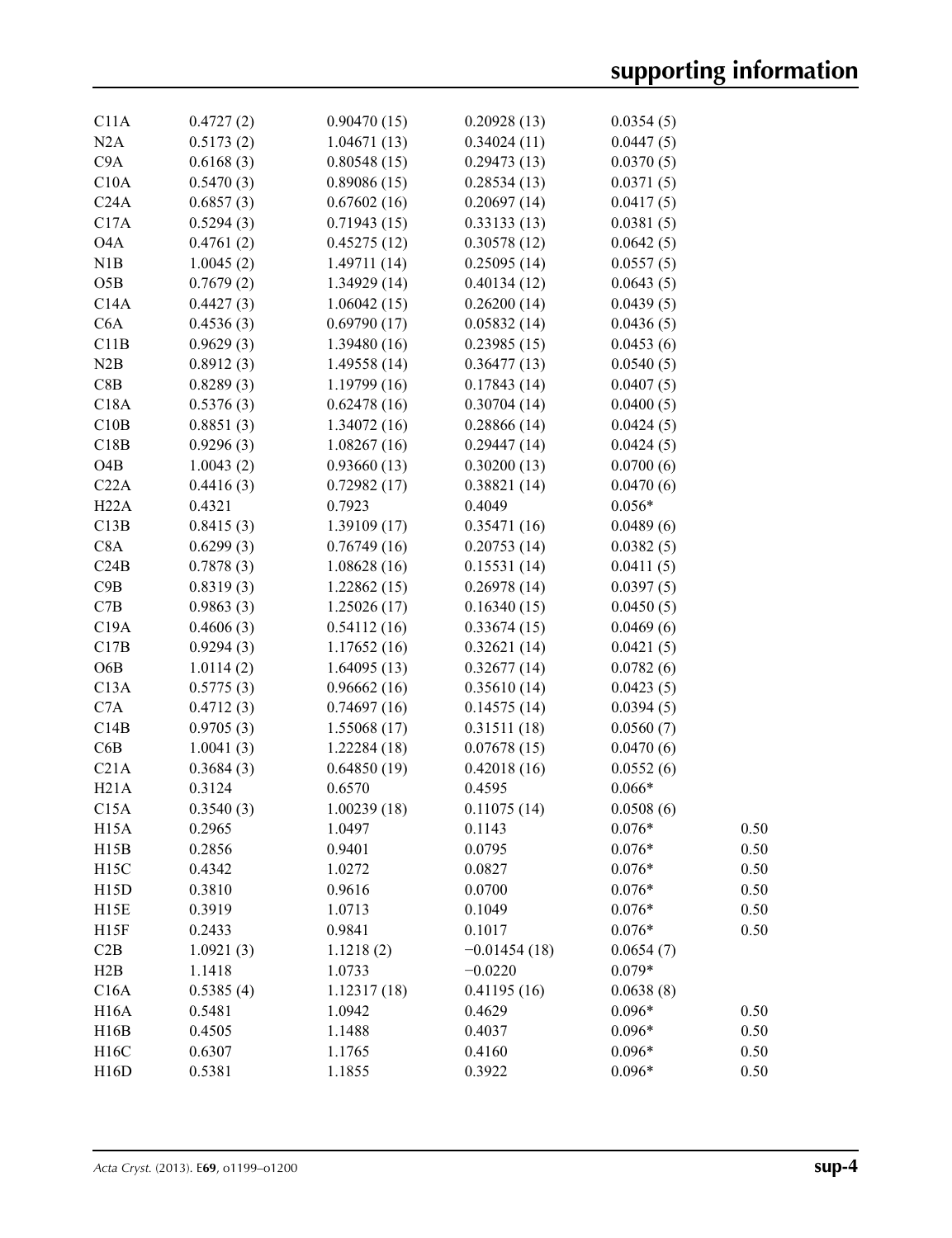| | | | | | |
|---|---|---|---|---|---|
| C11A | 0.4727 (2) | 0.90470 (15) | 0.20928 (13) | 0.0354 (5) | |
| N2A | 0.5173 (2) | 1.04671 (13) | 0.34024 (11) | 0.0447 (5) | |
| C9A | 0.6168 (3) | 0.80548 (15) | 0.29473 (13) | 0.0370 (5) | |
| C10A | 0.5470 (3) | 0.89086 (15) | 0.28534 (13) | 0.0371 (5) | |
| C24A | 0.6857 (3) | 0.67602 (16) | 0.20697 (14) | 0.0417 (5) | |
| C17A | 0.5294 (3) | 0.71943 (15) | 0.33133 (13) | 0.0381 (5) | |
| O4A | 0.4761 (2) | 0.45275 (12) | 0.30578 (12) | 0.0642 (5) | |
| N1B | 1.0045 (2) | 1.49711 (14) | 0.25095 (14) | 0.0557 (5) | |
| O5B | 0.7679 (2) | 1.34929 (14) | 0.40134 (12) | 0.0643 (5) | |
| C14A | 0.4427 (3) | 1.06042 (15) | 0.26200 (14) | 0.0439 (5) | |
| C6A | 0.4536 (3) | 0.69790 (17) | 0.05832 (14) | 0.0436 (5) | |
| C11B | 0.9629 (3) | 1.39480 (16) | 0.23985 (15) | 0.0453 (6) | |
| N2B | 0.8912 (3) | 1.49558 (14) | 0.36477 (13) | 0.0540 (5) | |
| C8B | 0.8289 (3) | 1.19799 (16) | 0.17843 (14) | 0.0407 (5) | |
| C18A | 0.5376 (3) | 0.62478 (16) | 0.30704 (14) | 0.0400 (5) | |
| C10B | 0.8851 (3) | 1.34072 (16) | 0.28866 (14) | 0.0424 (5) | |
| C18B | 0.9296 (3) | 1.08267 (16) | 0.29447 (14) | 0.0424 (5) | |
| O4B | 1.0043 (2) | 0.93660 (13) | 0.30200 (13) | 0.0700 (6) | |
| C22A | 0.4416 (3) | 0.72982 (17) | 0.38821 (14) | 0.0470 (6) | |
| H22A | 0.4321 | 0.7923 | 0.4049 | 0.056* | |
| C13B | 0.8415 (3) | 1.39109 (17) | 0.35471 (16) | 0.0489 (6) | |
| C8A | 0.6299 (3) | 0.76749 (16) | 0.20753 (14) | 0.0382 (5) | |
| C24B | 0.7878 (3) | 1.08628 (16) | 0.15531 (14) | 0.0411 (5) | |
| C9B | 0.8319 (3) | 1.22862 (15) | 0.26978 (14) | 0.0397 (5) | |
| C7B | 0.9863 (3) | 1.25026 (17) | 0.16340 (15) | 0.0450 (5) | |
| C19A | 0.4606 (3) | 0.54112 (16) | 0.33674 (15) | 0.0469 (6) | |
| C17B | 0.9294 (3) | 1.17652 (16) | 0.32621 (14) | 0.0421 (5) | |
| O6B | 1.0114 (2) | 1.64095 (13) | 0.32677 (14) | 0.0782 (6) | |
| C13A | 0.5775 (3) | 0.96662 (16) | 0.35610 (14) | 0.0423 (5) | |
| C7A | 0.4712 (3) | 0.74697 (16) | 0.14575 (14) | 0.0394 (5) | |
| C14B | 0.9705 (3) | 1.55068 (17) | 0.31511 (18) | 0.0560 (7) | |
| C6B | 1.0041 (3) | 1.22284 (18) | 0.07678 (15) | 0.0470 (6) | |
| C21A | 0.3684 (3) | 0.64850 (19) | 0.42018 (16) | 0.0552 (6) | |
| H21A | 0.3124 | 0.6570 | 0.4595 | 0.066* | |
| C15A | 0.3540 (3) | 1.00239 (18) | 0.11075 (14) | 0.0508 (6) | |
| H15A | 0.2965 | 1.0497 | 0.1143 | 0.076* | 0.50 |
| H15B | 0.2856 | 0.9401 | 0.0795 | 0.076* | 0.50 |
| H15C | 0.4342 | 1.0272 | 0.0827 | 0.076* | 0.50 |
| H15D | 0.3810 | 0.9616 | 0.0700 | 0.076* | 0.50 |
| H15E | 0.3919 | 1.0713 | 0.1049 | 0.076* | 0.50 |
| H15F | 0.2433 | 0.9841 | 0.1017 | 0.076* | 0.50 |
| C2B | 1.0921 (3) | 1.1218 (2) | −0.01454 (18) | 0.0654 (7) | |
| H2B | 1.1418 | 1.0733 | −0.0220 | 0.079* | |
| C16A | 0.5385 (4) | 1.12317 (18) | 0.41195 (16) | 0.0638 (8) | |
| H16A | 0.5481 | 1.0942 | 0.4629 | 0.096* | 0.50 |
| H16B | 0.4505 | 1.1488 | 0.4037 | 0.096* | 0.50 |
| H16C | 0.6307 | 1.1765 | 0.4160 | 0.096* | 0.50 |
| H16D | 0.5381 | 1.1855 | 0.3922 | 0.096* | 0.50 |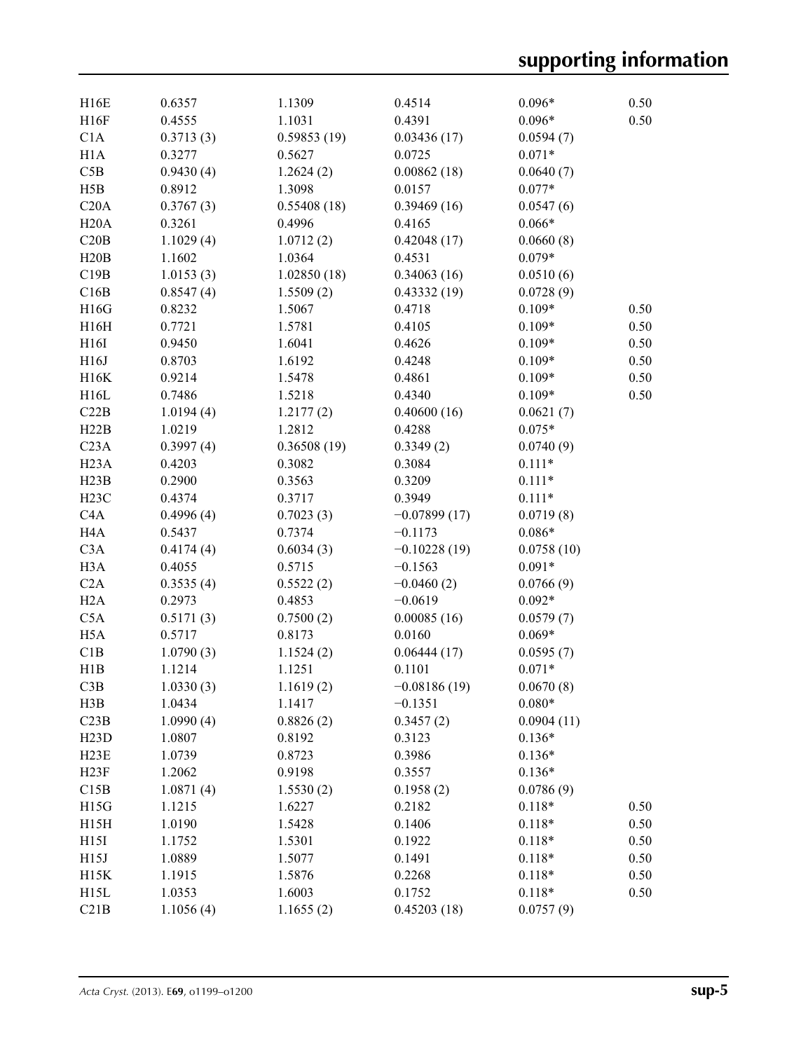| | | | | | |
|---|---|---|---|---|---|
| H16E | 0.6357 | 1.1309 | 0.4514 | 0.096* | 0.50 |
| H16F | 0.4555 | 1.1031 | 0.4391 | 0.096* | 0.50 |
| C1A | 0.3713 (3) | 0.59853 (19) | 0.03436 (17) | 0.0594 (7) | |
| H1A | 0.3277 | 0.5627 | 0.0725 | 0.071* | |
| C5B | 0.9430 (4) | 1.2624 (2) | 0.00862 (18) | 0.0640 (7) | |
| H5B | 0.8912 | 1.3098 | 0.0157 | 0.077* | |
| C20A | 0.3767 (3) | 0.55408 (18) | 0.39469 (16) | 0.0547 (6) | |
| H20A | 0.3261 | 0.4996 | 0.4165 | 0.066* | |
| C20B | 1.1029 (4) | 1.0712 (2) | 0.42048 (17) | 0.0660 (8) | |
| H20B | 1.1602 | 1.0364 | 0.4531 | 0.079* | |
| C19B | 1.0153 (3) | 1.02850 (18) | 0.34063 (16) | 0.0510 (6) | |
| C16B | 0.8547 (4) | 1.5509 (2) | 0.43332 (19) | 0.0728 (9) | |
| H16G | 0.8232 | 1.5067 | 0.4718 | 0.109* | 0.50 |
| H16H | 0.7721 | 1.5781 | 0.4105 | 0.109* | 0.50 |
| H16I | 0.9450 | 1.6041 | 0.4626 | 0.109* | 0.50 |
| H16J | 0.8703 | 1.6192 | 0.4248 | 0.109* | 0.50 |
| H16K | 0.9214 | 1.5478 | 0.4861 | 0.109* | 0.50 |
| H16L | 0.7486 | 1.5218 | 0.4340 | 0.109* | 0.50 |
| C22B | 1.0194 (4) | 1.2177 (2) | 0.40600 (16) | 0.0621 (7) | |
| H22B | 1.0219 | 1.2812 | 0.4288 | 0.075* | |
| C23A | 0.3997 (4) | 0.36508 (19) | 0.3349 (2) | 0.0740 (9) | |
| H23A | 0.4203 | 0.3082 | 0.3084 | 0.111* | |
| H23B | 0.2900 | 0.3563 | 0.3209 | 0.111* | |
| H23C | 0.4374 | 0.3717 | 0.3949 | 0.111* | |
| C4A | 0.4996 (4) | 0.7023 (3) | −0.07899 (17) | 0.0719 (8) | |
| H4A | 0.5437 | 0.7374 | −0.1173 | 0.086* | |
| C3A | 0.4174 (4) | 0.6034 (3) | −0.10228 (19) | 0.0758 (10) | |
| H3A | 0.4055 | 0.5715 | −0.1563 | 0.091* | |
| C2A | 0.3535 (4) | 0.5522 (2) | −0.0460 (2) | 0.0766 (9) | |
| H2A | 0.2973 | 0.4853 | −0.0619 | 0.092* | |
| C5A | 0.5171 (3) | 0.7500 (2) | 0.00085 (16) | 0.0579 (7) | |
| H5A | 0.5717 | 0.8173 | 0.0160 | 0.069* | |
| C1B | 1.0790 (3) | 1.1524 (2) | 0.06444 (17) | 0.0595 (7) | |
| H1B | 1.1214 | 1.1251 | 0.1101 | 0.071* | |
| C3B | 1.0330 (3) | 1.1619 (2) | −0.08186 (19) | 0.0670 (8) | |
| H3B | 1.0434 | 1.1417 | −0.1351 | 0.080* | |
| C23B | 1.0990 (4) | 0.8826 (2) | 0.3457 (2) | 0.0904 (11) | |
| H23D | 1.0807 | 0.8192 | 0.3123 | 0.136* | |
| H23E | 1.0739 | 0.8723 | 0.3986 | 0.136* | |
| H23F | 1.2062 | 0.9198 | 0.3557 | 0.136* | |
| C15B | 1.0871 (4) | 1.5530 (2) | 0.1958 (2) | 0.0786 (9) | |
| H15G | 1.1215 | 1.6227 | 0.2182 | 0.118* | 0.50 |
| H15H | 1.0190 | 1.5428 | 0.1406 | 0.118* | 0.50 |
| H15I | 1.1752 | 1.5301 | 0.1922 | 0.118* | 0.50 |
| H15J | 1.0889 | 1.5077 | 0.1491 | 0.118* | 0.50 |
| H15K | 1.1915 | 1.5876 | 0.2268 | 0.118* | 0.50 |
| H15L | 1.0353 | 1.6003 | 0.1752 | 0.118* | 0.50 |
| C21B | 1.1056 (4) | 1.1655 (2) | 0.45203 (18) | 0.0757 (9) | |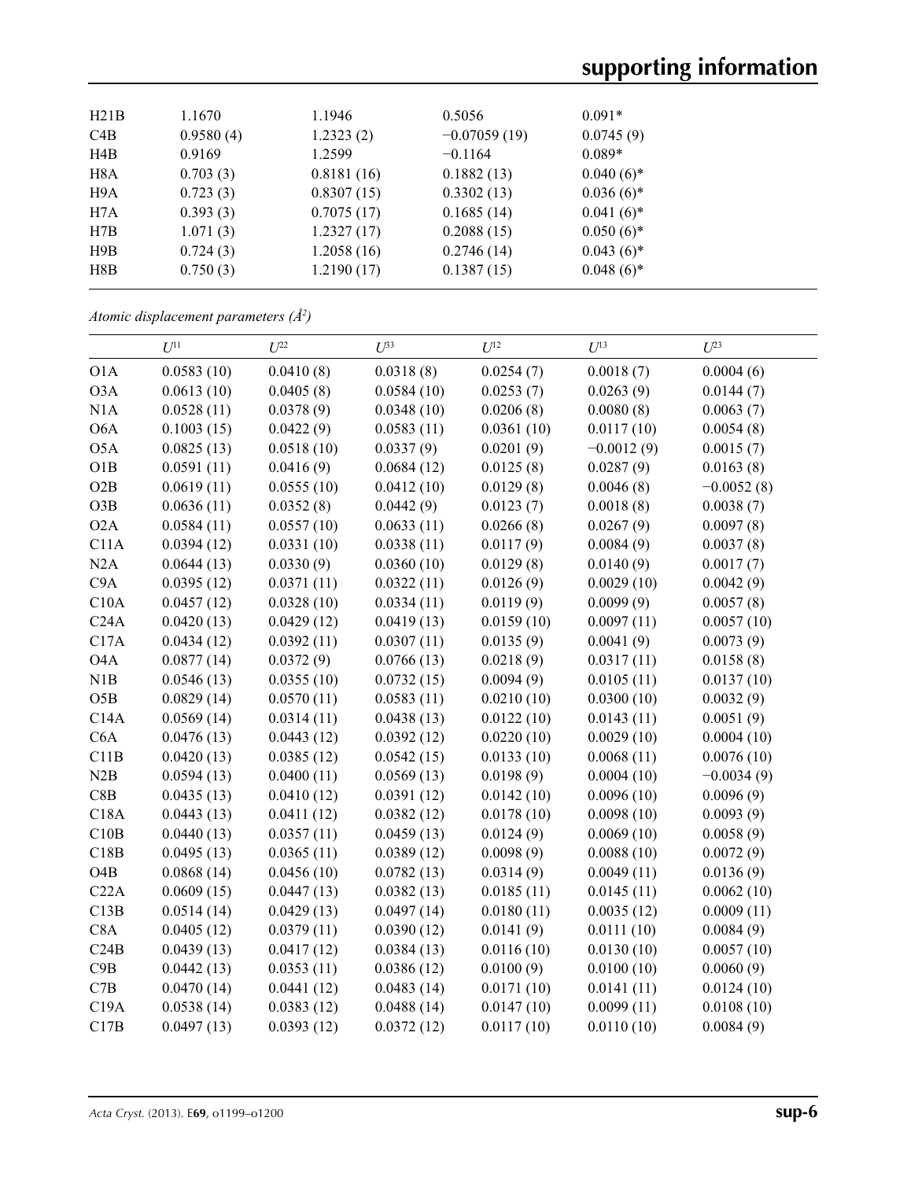| | | | | |
|---|---|---|---|---|
| H21B | 1.1670 | 1.1946 | 0.5056 | 0.091* |
| C4B | 0.9580 (4) | 1.2323 (2) | −0.07059 (19) | 0.0745 (9) |
| H4B | 0.9169 | 1.2599 | −0.1164 | 0.089* |
| H8A | 0.703 (3) | 0.8181 (16) | 0.1882 (13) | 0.040 (6)* |
| H9A | 0.723 (3) | 0.8307 (15) | 0.3302 (13) | 0.036 (6)* |
| H7A | 0.393 (3) | 0.7075 (17) | 0.1685 (14) | 0.041 (6)* |
| H7B | 1.071 (3) | 1.2327 (17) | 0.2088 (15) | 0.050 (6)* |
| H9B | 0.724 (3) | 1.2058 (16) | 0.2746 (14) | 0.043 (6)* |
| H8B | 0.750 (3) | 1.2190 (17) | 0.1387 (15) | 0.048 (6)* |

*Atomic displacement parameters (Å$^2$)*

| | $U^{11}$ | $U^{22}$ | $U^{33}$ | $U^{12}$ | $U^{13}$ | $U^{23}$ |
|---|---|---|---|---|---|---|
| O1A | 0.0583 (10) | 0.0410 (8) | 0.0318 (8) | 0.0254 (7) | 0.0018 (7) | 0.0004 (6) |
| O3A | 0.0613 (10) | 0.0405 (8) | 0.0584 (10) | 0.0253 (7) | 0.0263 (9) | 0.0144 (7) |
| N1A | 0.0528 (11) | 0.0378 (9) | 0.0348 (10) | 0.0206 (8) | 0.0080 (8) | 0.0063 (7) |
| O6A | 0.1003 (15) | 0.0422 (9) | 0.0583 (11) | 0.0361 (10) | 0.0117 (10) | 0.0054 (8) |
| O5A | 0.0825 (13) | 0.0518 (10) | 0.0337 (9) | 0.0201 (9) | −0.0012 (9) | 0.0015 (7) |
| O1B | 0.0591 (11) | 0.0416 (9) | 0.0684 (12) | 0.0125 (8) | 0.0287 (9) | 0.0163 (8) |
| O2B | 0.0619 (11) | 0.0555 (10) | 0.0412 (10) | 0.0129 (8) | 0.0046 (8) | −0.0052 (8) |
| O3B | 0.0636 (11) | 0.0352 (8) | 0.0442 (9) | 0.0123 (7) | 0.0018 (8) | 0.0038 (7) |
| O2A | 0.0584 (11) | 0.0557 (10) | 0.0633 (11) | 0.0266 (8) | 0.0267 (9) | 0.0097 (8) |
| C11A | 0.0394 (12) | 0.0331 (10) | 0.0338 (11) | 0.0117 (9) | 0.0084 (9) | 0.0037 (8) |
| N2A | 0.0644 (13) | 0.0330 (9) | 0.0360 (10) | 0.0129 (8) | 0.0140 (9) | 0.0017 (7) |
| C9A | 0.0395 (12) | 0.0371 (11) | 0.0322 (11) | 0.0126 (9) | 0.0029 (10) | 0.0042 (9) |
| C10A | 0.0457 (12) | 0.0328 (10) | 0.0334 (11) | 0.0119 (9) | 0.0099 (9) | 0.0057 (8) |
| C24A | 0.0420 (13) | 0.0429 (12) | 0.0419 (13) | 0.0159 (10) | 0.0097 (11) | 0.0057 (10) |
| C17A | 0.0434 (12) | 0.0392 (11) | 0.0307 (11) | 0.0135 (9) | 0.0041 (9) | 0.0073 (9) |
| O4A | 0.0877 (14) | 0.0372 (9) | 0.0766 (13) | 0.0218 (9) | 0.0317 (11) | 0.0158 (8) |
| N1B | 0.0546 (13) | 0.0355 (10) | 0.0732 (15) | 0.0094 (9) | 0.0105 (11) | 0.0137 (10) |
| O5B | 0.0829 (14) | 0.0570 (11) | 0.0583 (11) | 0.0210 (10) | 0.0300 (10) | 0.0032 (9) |
| C14A | 0.0569 (14) | 0.0314 (11) | 0.0438 (13) | 0.0122 (10) | 0.0143 (11) | 0.0051 (9) |
| C6A | 0.0476 (13) | 0.0443 (12) | 0.0392 (12) | 0.0220 (10) | 0.0029 (10) | 0.0004 (10) |
| C11B | 0.0420 (13) | 0.0385 (12) | 0.0542 (15) | 0.0133 (10) | 0.0068 (11) | 0.0076 (10) |
| N2B | 0.0594 (13) | 0.0400 (11) | 0.0569 (13) | 0.0198 (9) | 0.0004 (10) | −0.0034 (9) |
| C8B | 0.0435 (13) | 0.0410 (12) | 0.0391 (12) | 0.0142 (10) | 0.0096 (10) | 0.0096 (9) |
| C18A | 0.0443 (13) | 0.0411 (12) | 0.0382 (12) | 0.0178 (10) | 0.0098 (10) | 0.0093 (9) |
| C10B | 0.0440 (13) | 0.0357 (11) | 0.0459 (13) | 0.0124 (9) | 0.0069 (10) | 0.0058 (9) |
| C18B | 0.0495 (13) | 0.0365 (11) | 0.0389 (12) | 0.0098 (9) | 0.0088 (10) | 0.0072 (9) |
| O4B | 0.0868 (14) | 0.0456 (10) | 0.0782 (13) | 0.0314 (9) | 0.0049 (11) | 0.0136 (9) |
| C22A | 0.0609 (15) | 0.0447 (13) | 0.0382 (13) | 0.0185 (11) | 0.0145 (11) | 0.0062 (10) |
| C13B | 0.0514 (14) | 0.0429 (13) | 0.0497 (14) | 0.0180 (11) | 0.0035 (12) | 0.0009 (11) |
| C8A | 0.0405 (12) | 0.0379 (11) | 0.0390 (12) | 0.0141 (9) | 0.0111 (10) | 0.0084 (9) |
| C24B | 0.0439 (13) | 0.0417 (12) | 0.0384 (13) | 0.0116 (10) | 0.0130 (10) | 0.0057 (10) |
| C9B | 0.0442 (13) | 0.0353 (11) | 0.0386 (12) | 0.0100 (9) | 0.0100 (10) | 0.0060 (9) |
| C7B | 0.0470 (14) | 0.0441 (12) | 0.0483 (14) | 0.0171 (10) | 0.0141 (11) | 0.0124 (10) |
| C19A | 0.0538 (14) | 0.0383 (12) | 0.0488 (14) | 0.0147 (10) | 0.0099 (11) | 0.0108 (10) |
| C17B | 0.0497 (13) | 0.0393 (12) | 0.0372 (12) | 0.0117 (10) | 0.0110 (10) | 0.0084 (9) |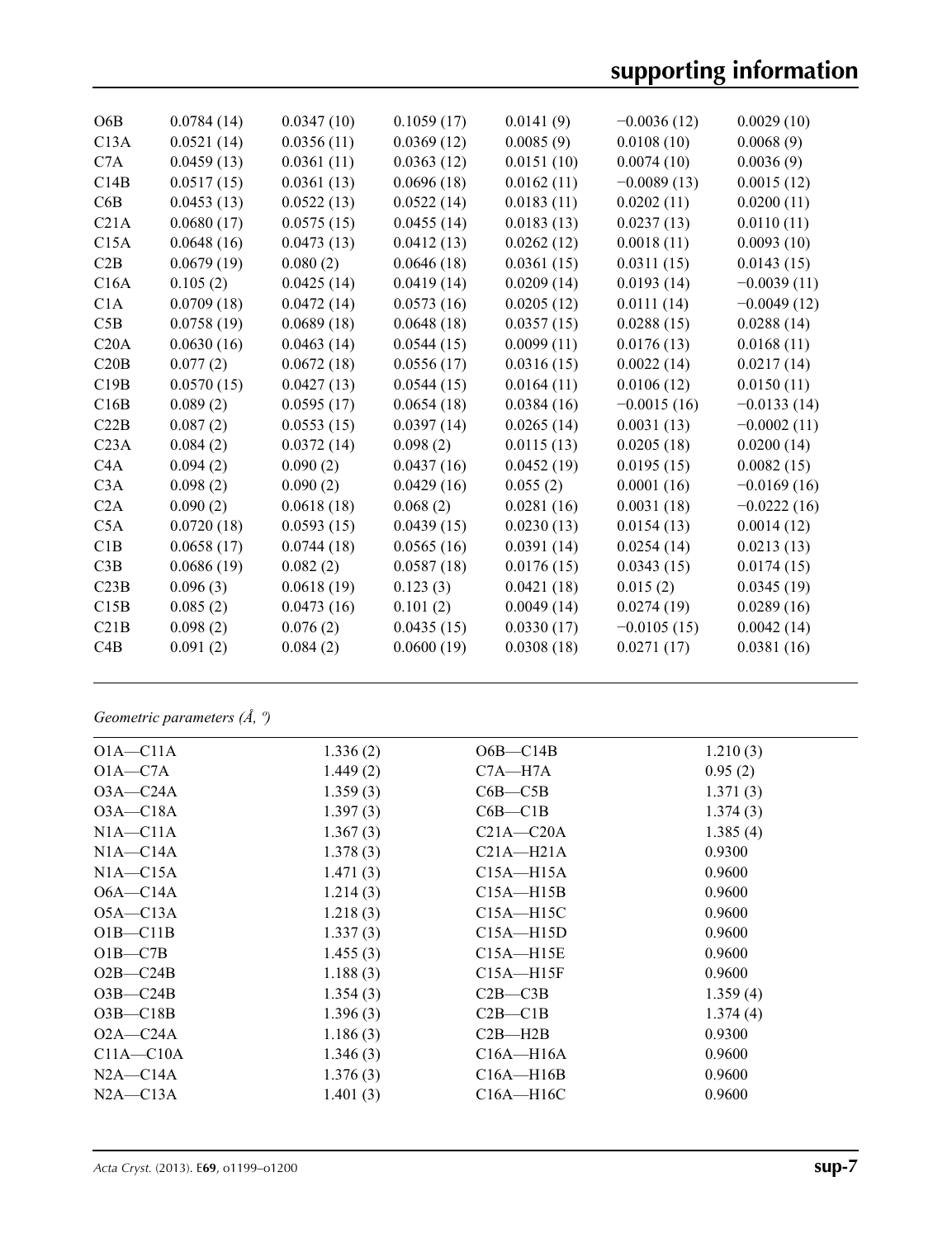| | | | | | | |
|---|---|---|---|---|---|---|
| O6B | 0.0784 (14) | 0.0347 (10) | 0.1059 (17) | 0.0141 (9) | −0.0036 (12) | 0.0029 (10) |
| C13A | 0.0521 (14) | 0.0356 (11) | 0.0369 (12) | 0.0085 (9) | 0.0108 (10) | 0.0068 (9) |
| C7A | 0.0459 (13) | 0.0361 (11) | 0.0363 (12) | 0.0151 (10) | 0.0074 (10) | 0.0036 (9) |
| C14B | 0.0517 (15) | 0.0361 (13) | 0.0696 (18) | 0.0162 (11) | −0.0089 (13) | 0.0015 (12) |
| C6B | 0.0453 (13) | 0.0522 (13) | 0.0522 (14) | 0.0183 (11) | 0.0202 (11) | 0.0200 (11) |
| C21A | 0.0680 (17) | 0.0575 (15) | 0.0455 (14) | 0.0183 (13) | 0.0237 (13) | 0.0110 (11) |
| C15A | 0.0648 (16) | 0.0473 (13) | 0.0412 (13) | 0.0262 (12) | 0.0018 (11) | 0.0093 (10) |
| C2B | 0.0679 (19) | 0.080 (2) | 0.0646 (18) | 0.0361 (15) | 0.0311 (15) | 0.0143 (15) |
| C16A | 0.105 (2) | 0.0425 (14) | 0.0419 (14) | 0.0209 (14) | 0.0193 (14) | −0.0039 (11) |
| C1A | 0.0709 (18) | 0.0472 (14) | 0.0573 (16) | 0.0205 (12) | 0.0111 (14) | −0.0049 (12) |
| C5B | 0.0758 (19) | 0.0689 (18) | 0.0648 (18) | 0.0357 (15) | 0.0288 (15) | 0.0288 (14) |
| C20A | 0.0630 (16) | 0.0463 (14) | 0.0544 (15) | 0.0099 (11) | 0.0176 (13) | 0.0168 (11) |
| C20B | 0.077 (2) | 0.0672 (18) | 0.0556 (17) | 0.0316 (15) | 0.0022 (14) | 0.0217 (14) |
| C19B | 0.0570 (15) | 0.0427 (13) | 0.0544 (15) | 0.0164 (11) | 0.0106 (12) | 0.0150 (11) |
| C16B | 0.089 (2) | 0.0595 (17) | 0.0654 (18) | 0.0384 (16) | −0.0015 (16) | −0.0133 (14) |
| C22B | 0.087 (2) | 0.0553 (15) | 0.0397 (14) | 0.0265 (14) | 0.0031 (13) | −0.0002 (11) |
| C23A | 0.084 (2) | 0.0372 (14) | 0.098 (2) | 0.0115 (13) | 0.0205 (18) | 0.0200 (14) |
| C4A | 0.094 (2) | 0.090 (2) | 0.0437 (16) | 0.0452 (19) | 0.0195 (15) | 0.0082 (15) |
| C3A | 0.098 (2) | 0.090 (2) | 0.0429 (16) | 0.055 (2) | 0.0001 (16) | −0.0169 (16) |
| C2A | 0.090 (2) | 0.0618 (18) | 0.068 (2) | 0.0281 (16) | 0.0031 (18) | −0.0222 (16) |
| C5A | 0.0720 (18) | 0.0593 (15) | 0.0439 (15) | 0.0230 (13) | 0.0154 (13) | 0.0014 (12) |
| C1B | 0.0658 (17) | 0.0744 (18) | 0.0565 (16) | 0.0391 (14) | 0.0254 (14) | 0.0213 (13) |
| C3B | 0.0686 (19) | 0.082 (2) | 0.0587 (18) | 0.0176 (15) | 0.0343 (15) | 0.0174 (15) |
| C23B | 0.096 (3) | 0.0618 (19) | 0.123 (3) | 0.0421 (18) | 0.015 (2) | 0.0345 (19) |
| C15B | 0.085 (2) | 0.0473 (16) | 0.101 (2) | 0.0049 (14) | 0.0274 (19) | 0.0289 (16) |
| C21B | 0.098 (2) | 0.076 (2) | 0.0435 (15) | 0.0330 (17) | −0.0105 (15) | 0.0042 (14) |
| C4B | 0.091 (2) | 0.084 (2) | 0.0600 (19) | 0.0308 (18) | 0.0271 (17) | 0.0381 (16) |

*Geometric parameters (Å, º)*

| | | | |
|---|---|---|---|
| O1A—C11A | 1.336 (2) | O6B—C14B | 1.210 (3) |
| O1A—C7A | 1.449 (2) | C7A—H7A | 0.95 (2) |
| O3A—C24A | 1.359 (3) | C6B—C5B | 1.371 (3) |
| O3A—C18A | 1.397 (3) | C6B—C1B | 1.374 (3) |
| N1A—C11A | 1.367 (3) | C21A—C20A | 1.385 (4) |
| N1A—C14A | 1.378 (3) | C21A—H21A | 0.9300 |
| N1A—C15A | 1.471 (3) | C15A—H15A | 0.9600 |
| O6A—C14A | 1.214 (3) | C15A—H15B | 0.9600 |
| O5A—C13A | 1.218 (3) | C15A—H15C | 0.9600 |
| O1B—C11B | 1.337 (3) | C15A—H15D | 0.9600 |
| O1B—C7B | 1.455 (3) | C15A—H15E | 0.9600 |
| O2B—C24B | 1.188 (3) | C15A—H15F | 0.9600 |
| O3B—C24B | 1.354 (3) | C2B—C3B | 1.359 (4) |
| O3B—C18B | 1.396 (3) | C2B—C1B | 1.374 (4) |
| O2A—C24A | 1.186 (3) | C2B—H2B | 0.9300 |
| C11A—C10A | 1.346 (3) | C16A—H16A | 0.9600 |
| N2A—C14A | 1.376 (3) | C16A—H16B | 0.9600 |
| N2A—C13A | 1.401 (3) | C16A—H16C | 0.9600 |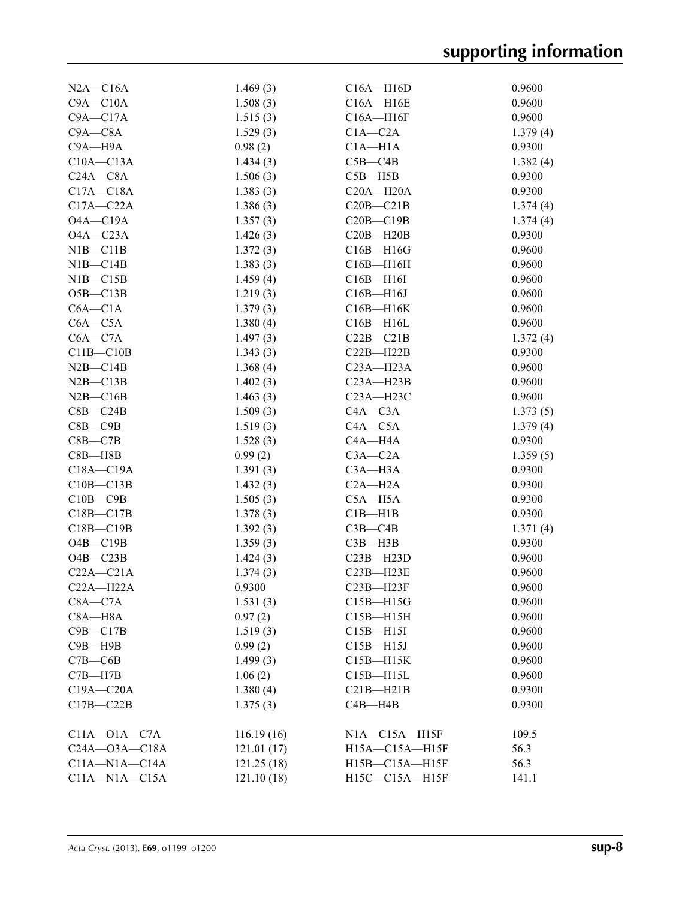| | | | |
|---|---|---|---|
| N2A—C16A | 1.469 (3) | C16A—H16D | 0.9600 |
| C9A—C10A | 1.508 (3) | C16A—H16E | 0.9600 |
| C9A—C17A | 1.515 (3) | C16A—H16F | 0.9600 |
| C9A—C8A | 1.529 (3) | C1A—C2A | 1.379 (4) |
| C9A—H9A | 0.98 (2) | C1A—H1A | 0.9300 |
| C10A—C13A | 1.434 (3) | C5B—C4B | 1.382 (4) |
| C24A—C8A | 1.506 (3) | C5B—H5B | 0.9300 |
| C17A—C18A | 1.383 (3) | C20A—H20A | 0.9300 |
| C17A—C22A | 1.386 (3) | C20B—C21B | 1.374 (4) |
| O4A—C19A | 1.357 (3) | C20B—C19B | 1.374 (4) |
| O4A—C23A | 1.426 (3) | C20B—H20B | 0.9300 |
| N1B—C11B | 1.372 (3) | C16B—H16G | 0.9600 |
| N1B—C14B | 1.383 (3) | C16B—H16H | 0.9600 |
| N1B—C15B | 1.459 (4) | C16B—H16I | 0.9600 |
| O5B—C13B | 1.219 (3) | C16B—H16J | 0.9600 |
| C6A—C1A | 1.379 (3) | C16B—H16K | 0.9600 |
| C6A—C5A | 1.380 (4) | C16B—H16L | 0.9600 |
| C6A—C7A | 1.497 (3) | C22B—C21B | 1.372 (4) |
| C11B—C10B | 1.343 (3) | C22B—H22B | 0.9300 |
| N2B—C14B | 1.368 (4) | C23A—H23A | 0.9600 |
| N2B—C13B | 1.402 (3) | C23A—H23B | 0.9600 |
| N2B—C16B | 1.463 (3) | C23A—H23C | 0.9600 |
| C8B—C24B | 1.509 (3) | C4A—C3A | 1.373 (5) |
| C8B—C9B | 1.519 (3) | C4A—C5A | 1.379 (4) |
| C8B—C7B | 1.528 (3) | C4A—H4A | 0.9300 |
| C8B—H8B | 0.99 (2) | C3A—C2A | 1.359 (5) |
| C18A—C19A | 1.391 (3) | C3A—H3A | 0.9300 |
| C10B—C13B | 1.432 (3) | C2A—H2A | 0.9300 |
| C10B—C9B | 1.505 (3) | C5A—H5A | 0.9300 |
| C18B—C17B | 1.378 (3) | C1B—H1B | 0.9300 |
| C18B—C19B | 1.392 (3) | C3B—C4B | 1.371 (4) |
| O4B—C19B | 1.359 (3) | C3B—H3B | 0.9300 |
| O4B—C23B | 1.424 (3) | C23B—H23D | 0.9600 |
| C22A—C21A | 1.374 (3) | C23B—H23E | 0.9600 |
| C22A—H22A | 0.9300 | C23B—H23F | 0.9600 |
| C8A—C7A | 1.531 (3) | C15B—H15G | 0.9600 |
| C8A—H8A | 0.97 (2) | C15B—H15H | 0.9600 |
| C9B—C17B | 1.519 (3) | C15B—H15I | 0.9600 |
| C9B—H9B | 0.99 (2) | C15B—H15J | 0.9600 |
| C7B—C6B | 1.499 (3) | C15B—H15K | 0.9600 |
| C7B—H7B | 1.06 (2) | C15B—H15L | 0.9600 |
| C19A—C20A | 1.380 (4) | C21B—H21B | 0.9300 |
| C17B—C22B | 1.375 (3) | C4B—H4B | 0.9300 |
| | | | |
| C11A—O1A—C7A | 116.19 (16) | N1A—C15A—H15F | 109.5 |
| C24A—O3A—C18A | 121.01 (17) | H15A—C15A—H15F | 56.3 |
| C11A—N1A—C14A | 121.25 (18) | H15B—C15A—H15F | 56.3 |
| C11A—N1A—C15A | 121.10 (18) | H15C—C15A—H15F | 141.1 |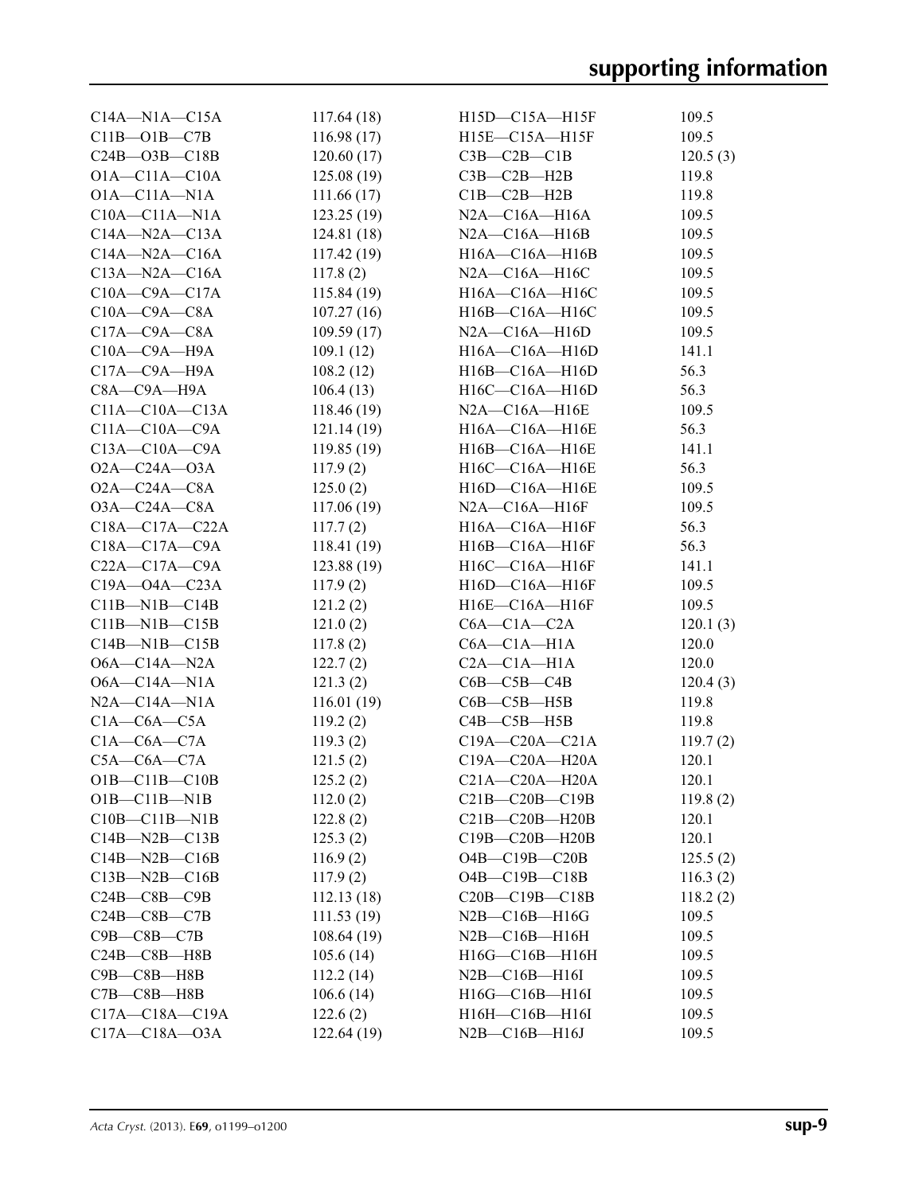| | | | |
|---|---|---|---|
| C14A—N1A—C15A | 117.64 (18) | H15D—C15A—H15F | 109.5 |
| C11B—O1B—C7B | 116.98 (17) | H15E—C15A—H15F | 109.5 |
| C24B—O3B—C18B | 120.60 (17) | C3B—C2B—C1B | 120.5 (3) |
| O1A—C11A—C10A | 125.08 (19) | C3B—C2B—H2B | 119.8 |
| O1A—C11A—N1A | 111.66 (17) | C1B—C2B—H2B | 119.8 |
| C10A—C11A—N1A | 123.25 (19) | N2A—C16A—H16A | 109.5 |
| C14A—N2A—C13A | 124.81 (18) | N2A—C16A—H16B | 109.5 |
| C14A—N2A—C16A | 117.42 (19) | H16A—C16A—H16B | 109.5 |
| C13A—N2A—C16A | 117.8 (2) | N2A—C16A—H16C | 109.5 |
| C10A—C9A—C17A | 115.84 (19) | H16A—C16A—H16C | 109.5 |
| C10A—C9A—C8A | 107.27 (16) | H16B—C16A—H16C | 109.5 |
| C17A—C9A—C8A | 109.59 (17) | N2A—C16A—H16D | 109.5 |
| C10A—C9A—H9A | 109.1 (12) | H16A—C16A—H16D | 141.1 |
| C17A—C9A—H9A | 108.2 (12) | H16B—C16A—H16D | 56.3 |
| C8A—C9A—H9A | 106.4 (13) | H16C—C16A—H16D | 56.3 |
| C11A—C10A—C13A | 118.46 (19) | N2A—C16A—H16E | 109.5 |
| C11A—C10A—C9A | 121.14 (19) | H16A—C16A—H16E | 56.3 |
| C13A—C10A—C9A | 119.85 (19) | H16B—C16A—H16E | 141.1 |
| O2A—C24A—O3A | 117.9 (2) | H16C—C16A—H16E | 56.3 |
| O2A—C24A—C8A | 125.0 (2) | H16D—C16A—H16E | 109.5 |
| O3A—C24A—C8A | 117.06 (19) | N2A—C16A—H16F | 109.5 |
| C18A—C17A—C22A | 117.7 (2) | H16A—C16A—H16F | 56.3 |
| C18A—C17A—C9A | 118.41 (19) | H16B—C16A—H16F | 56.3 |
| C22A—C17A—C9A | 123.88 (19) | H16C—C16A—H16F | 141.1 |
| C19A—O4A—C23A | 117.9 (2) | H16D—C16A—H16F | 109.5 |
| C11B—N1B—C14B | 121.2 (2) | H16E—C16A—H16F | 109.5 |
| C11B—N1B—C15B | 121.0 (2) | C6A—C1A—C2A | 120.1 (3) |
| C14B—N1B—C15B | 117.8 (2) | C6A—C1A—H1A | 120.0 |
| O6A—C14A—N2A | 122.7 (2) | C2A—C1A—H1A | 120.0 |
| O6A—C14A—N1A | 121.3 (2) | C6B—C5B—C4B | 120.4 (3) |
| N2A—C14A—N1A | 116.01 (19) | C6B—C5B—H5B | 119.8 |
| C1A—C6A—C5A | 119.2 (2) | C4B—C5B—H5B | 119.8 |
| C1A—C6A—C7A | 119.3 (2) | C19A—C20A—C21A | 119.7 (2) |
| C5A—C6A—C7A | 121.5 (2) | C19A—C20A—H20A | 120.1 |
| O1B—C11B—C10B | 125.2 (2) | C21A—C20A—H20A | 120.1 |
| O1B—C11B—N1B | 112.0 (2) | C21B—C20B—C19B | 119.8 (2) |
| C10B—C11B—N1B | 122.8 (2) | C21B—C20B—H20B | 120.1 |
| C14B—N2B—C13B | 125.3 (2) | C19B—C20B—H20B | 120.1 |
| C14B—N2B—C16B | 116.9 (2) | O4B—C19B—C20B | 125.5 (2) |
| C13B—N2B—C16B | 117.9 (2) | O4B—C19B—C18B | 116.3 (2) |
| C24B—C8B—C9B | 112.13 (18) | C20B—C19B—C18B | 118.2 (2) |
| C24B—C8B—C7B | 111.53 (19) | N2B—C16B—H16G | 109.5 |
| C9B—C8B—C7B | 108.64 (19) | N2B—C16B—H16H | 109.5 |
| C24B—C8B—H8B | 105.6 (14) | H16G—C16B—H16H | 109.5 |
| C9B—C8B—H8B | 112.2 (14) | N2B—C16B—H16I | 109.5 |
| C7B—C8B—H8B | 106.6 (14) | H16G—C16B—H16I | 109.5 |
| C17A—C18A—C19A | 122.6 (2) | H16H—C16B—H16I | 109.5 |
| C17A—C18A—O3A | 122.64 (19) | N2B—C16B—H16J | 109.5 |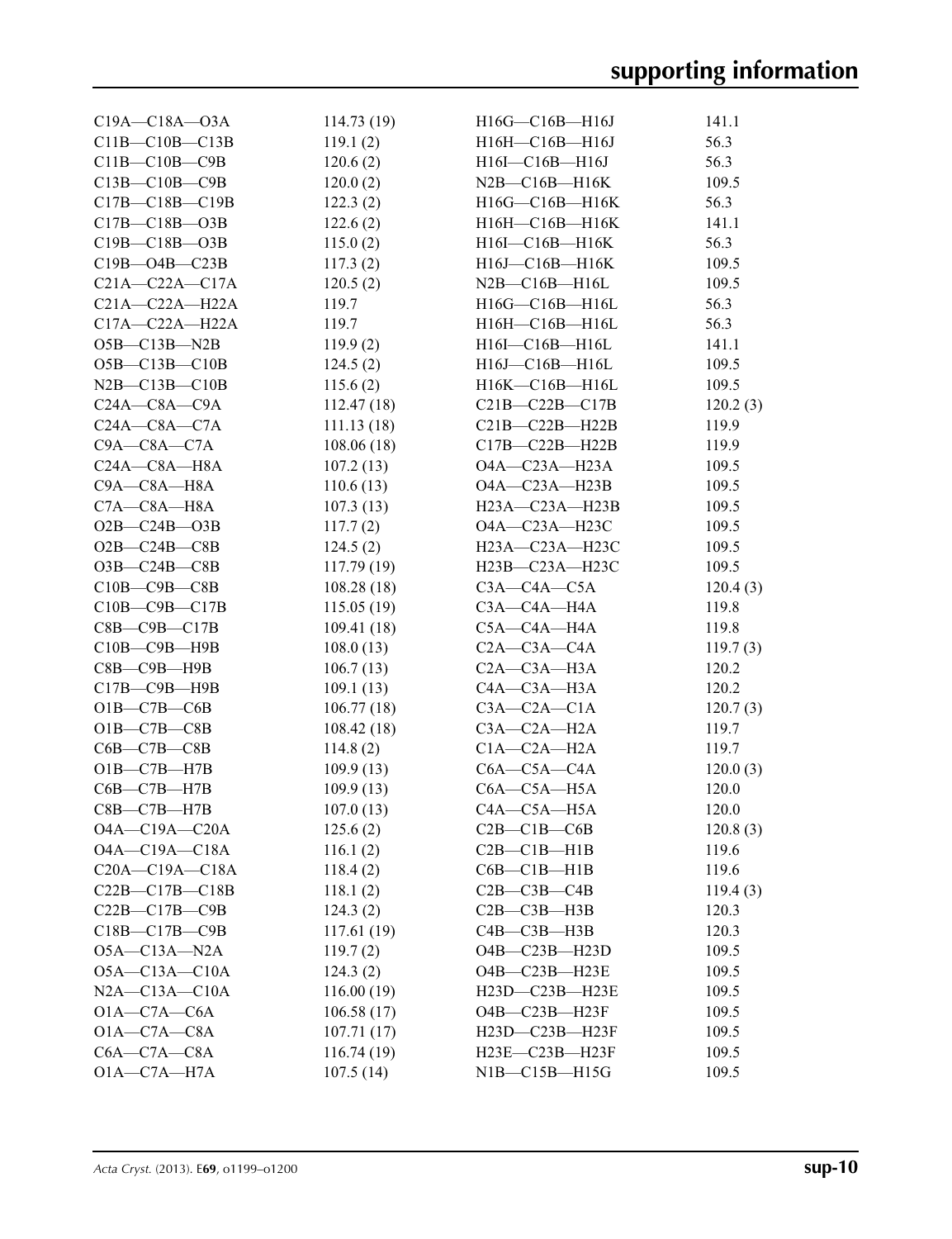| | | | |
|---|---|---|---|
| C19A—C18A—O3A | 114.73 (19) | H16G—C16B—H16J | 141.1 |
| C11B—C10B—C13B | 119.1 (2) | H16H—C16B—H16J | 56.3 |
| C11B—C10B—C9B | 120.6 (2) | H16I—C16B—H16J | 56.3 |
| C13B—C10B—C9B | 120.0 (2) | N2B—C16B—H16K | 109.5 |
| C17B—C18B—C19B | 122.3 (2) | H16G—C16B—H16K | 56.3 |
| C17B—C18B—O3B | 122.6 (2) | H16H—C16B—H16K | 141.1 |
| C19B—C18B—O3B | 115.0 (2) | H16I—C16B—H16K | 56.3 |
| C19B—O4B—C23B | 117.3 (2) | H16J—C16B—H16K | 109.5 |
| C21A—C22A—C17A | 120.5 (2) | N2B—C16B—H16L | 109.5 |
| C21A—C22A—H22A | 119.7 | H16G—C16B—H16L | 56.3 |
| C17A—C22A—H22A | 119.7 | H16H—C16B—H16L | 56.3 |
| O5B—C13B—N2B | 119.9 (2) | H16I—C16B—H16L | 141.1 |
| O5B—C13B—C10B | 124.5 (2) | H16J—C16B—H16L | 109.5 |
| N2B—C13B—C10B | 115.6 (2) | H16K—C16B—H16L | 109.5 |
| C24A—C8A—C9A | 112.47 (18) | C21B—C22B—C17B | 120.2 (3) |
| C24A—C8A—C7A | 111.13 (18) | C21B—C22B—H22B | 119.9 |
| C9A—C8A—C7A | 108.06 (18) | C17B—C22B—H22B | 119.9 |
| C24A—C8A—H8A | 107.2 (13) | O4A—C23A—H23A | 109.5 |
| C9A—C8A—H8A | 110.6 (13) | O4A—C23A—H23B | 109.5 |
| C7A—C8A—H8A | 107.3 (13) | H23A—C23A—H23B | 109.5 |
| O2B—C24B—O3B | 117.7 (2) | O4A—C23A—H23C | 109.5 |
| O2B—C24B—C8B | 124.5 (2) | H23A—C23A—H23C | 109.5 |
| O3B—C24B—C8B | 117.79 (19) | H23B—C23A—H23C | 109.5 |
| C10B—C9B—C8B | 108.28 (18) | C3A—C4A—C5A | 120.4 (3) |
| C10B—C9B—C17B | 115.05 (19) | C3A—C4A—H4A | 119.8 |
| C8B—C9B—C17B | 109.41 (18) | C5A—C4A—H4A | 119.8 |
| C10B—C9B—H9B | 108.0 (13) | C2A—C3A—C4A | 119.7 (3) |
| C8B—C9B—H9B | 106.7 (13) | C2A—C3A—H3A | 120.2 |
| C17B—C9B—H9B | 109.1 (13) | C4A—C3A—H3A | 120.2 |
| O1B—C7B—C6B | 106.77 (18) | C3A—C2A—C1A | 120.7 (3) |
| O1B—C7B—C8B | 108.42 (18) | C3A—C2A—H2A | 119.7 |
| C6B—C7B—C8B | 114.8 (2) | C1A—C2A—H2A | 119.7 |
| O1B—C7B—H7B | 109.9 (13) | C6A—C5A—C4A | 120.0 (3) |
| C6B—C7B—H7B | 109.9 (13) | C6A—C5A—H5A | 120.0 |
| C8B—C7B—H7B | 107.0 (13) | C4A—C5A—H5A | 120.0 |
| O4A—C19A—C20A | 125.6 (2) | C2B—C1B—C6B | 120.8 (3) |
| O4A—C19A—C18A | 116.1 (2) | C2B—C1B—H1B | 119.6 |
| C20A—C19A—C18A | 118.4 (2) | C6B—C1B—H1B | 119.6 |
| C22B—C17B—C18B | 118.1 (2) | C2B—C3B—C4B | 119.4 (3) |
| C22B—C17B—C9B | 124.3 (2) | C2B—C3B—H3B | 120.3 |
| C18B—C17B—C9B | 117.61 (19) | C4B—C3B—H3B | 120.3 |
| O5A—C13A—N2A | 119.7 (2) | O4B—C23B—H23D | 109.5 |
| O5A—C13A—C10A | 124.3 (2) | O4B—C23B—H23E | 109.5 |
| N2A—C13A—C10A | 116.00 (19) | H23D—C23B—H23E | 109.5 |
| O1A—C7A—C6A | 106.58 (17) | O4B—C23B—H23F | 109.5 |
| O1A—C7A—C8A | 107.71 (17) | H23D—C23B—H23F | 109.5 |
| C6A—C7A—C8A | 116.74 (19) | H23E—C23B—H23F | 109.5 |
| O1A—C7A—H7A | 107.5 (14) | N1B—C15B—H15G | 109.5 |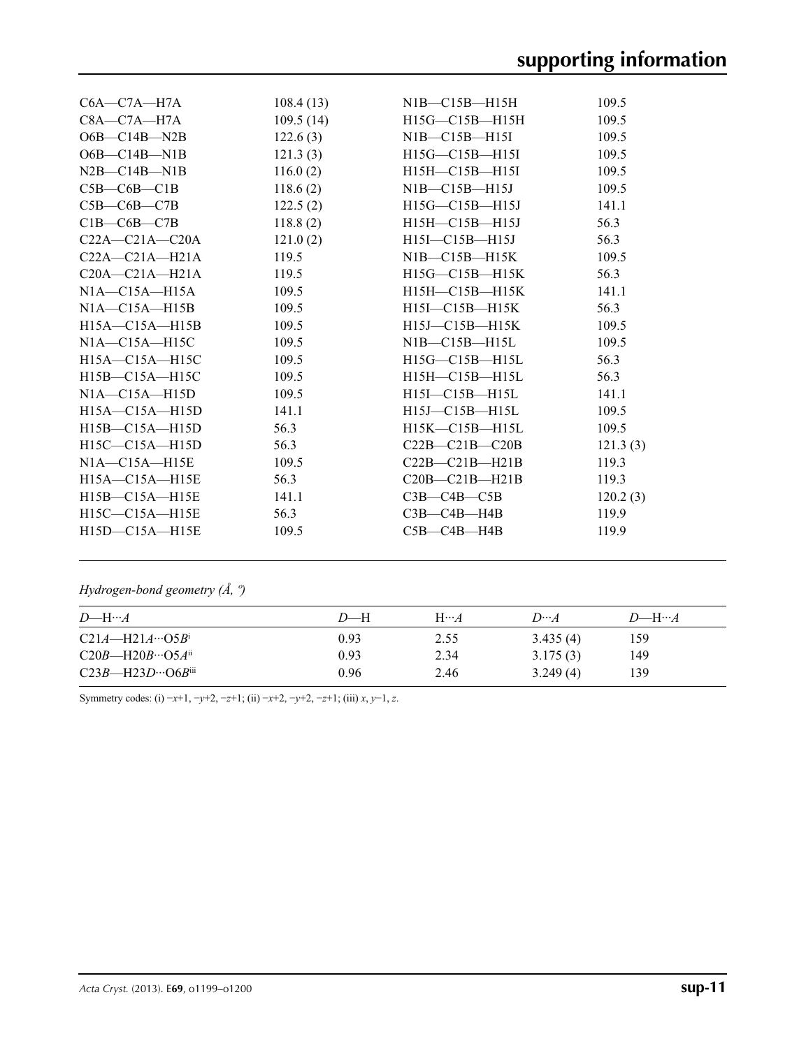| | | | |
|---|---|---|---|
| C6A—C7A—H7A | 108.4 (13) | N1B—C15B—H15H | 109.5 |
| C8A—C7A—H7A | 109.5 (14) | H15G—C15B—H15H | 109.5 |
| O6B—C14B—N2B | 122.6 (3) | N1B—C15B—H15I | 109.5 |
| O6B—C14B—N1B | 121.3 (3) | H15G—C15B—H15I | 109.5 |
| N2B—C14B—N1B | 116.0 (2) | H15H—C15B—H15I | 109.5 |
| C5B—C6B—C1B | 118.6 (2) | N1B—C15B—H15J | 109.5 |
| C5B—C6B—C7B | 122.5 (2) | H15G—C15B—H15J | 141.1 |
| C1B—C6B—C7B | 118.8 (2) | H15H—C15B—H15J | 56.3 |
| C22A—C21A—C20A | 121.0 (2) | H15I—C15B—H15J | 56.3 |
| C22A—C21A—H21A | 119.5 | N1B—C15B—H15K | 109.5 |
| C20A—C21A—H21A | 119.5 | H15G—C15B—H15K | 56.3 |
| N1A—C15A—H15A | 109.5 | H15H—C15B—H15K | 141.1 |
| N1A—C15A—H15B | 109.5 | H15I—C15B—H15K | 56.3 |
| H15A—C15A—H15B | 109.5 | H15J—C15B—H15K | 109.5 |
| N1A—C15A—H15C | 109.5 | N1B—C15B—H15L | 109.5 |
| H15A—C15A—H15C | 109.5 | H15G—C15B—H15L | 56.3 |
| H15B—C15A—H15C | 109.5 | H15H—C15B—H15L | 56.3 |
| N1A—C15A—H15D | 109.5 | H15I—C15B—H15L | 141.1 |
| H15A—C15A—H15D | 141.1 | H15J—C15B—H15L | 109.5 |
| H15B—C15A—H15D | 56.3 | H15K—C15B—H15L | 109.5 |
| H15C—C15A—H15D | 56.3 | C22B—C21B—C20B | 121.3 (3) |
| N1A—C15A—H15E | 109.5 | C22B—C21B—H21B | 119.3 |
| H15A—C15A—H15E | 56.3 | C20B—C21B—H21B | 119.3 |
| H15B—C15A—H15E | 141.1 | C3B—C4B—C5B | 120.2 (3) |
| H15C—C15A—H15E | 56.3 | C3B—C4B—H4B | 119.9 |
| H15D—C15A—H15E | 109.5 | C5B—C4B—H4B | 119.9 |

*Hydrogen-bond geometry (Å, º)*

| *D*—H···*A* | *D*—H | H···*A* | *D*···*A* | *D*—H···*A* |
|---|---|---|---|---|
| C21*A*—H21*A*···O5*B*[i] | 0.93 | 2.55 | 3.435 (4) | 159 |
| C20*B*—H20*B*···O5*A*[ii] | 0.93 | 2.34 | 3.175 (3) | 149 |
| C23*B*—H23*D*···O6*B*[iii] | 0.96 | 2.46 | 3.249 (4) | 139 |

Symmetry codes: (i) $-x+1, -y+2, -z+1$; (ii) $-x+2, -y+2, -z+1$; (iii) $x, y-1, z$.